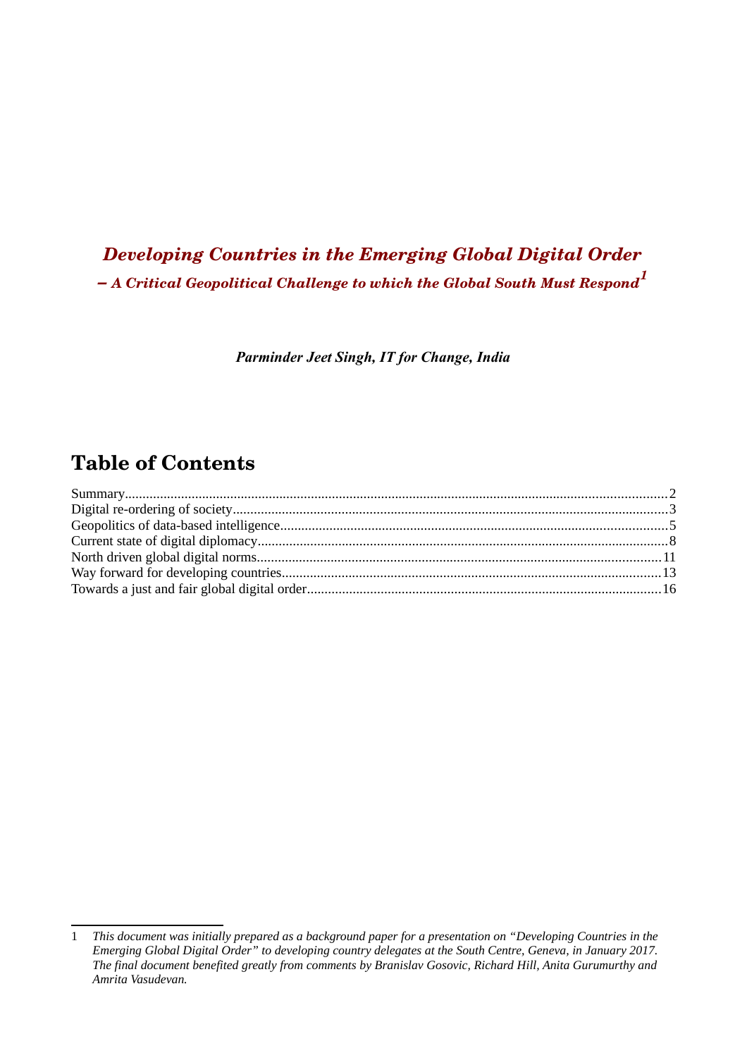# *Developing Countries in the Emerging Global Digital Order*

## *– A Critical Geopolitical Challenge to which the Global South Must Respond*[1]

***Parminder Jeet Singh, IT for Change, India***

## Table of Contents

Summary.....2
Digital re-ordering of society.....3
Geopolitics of data-based intelligence.....5
Current state of digital diplomacy.....8
North driven global digital norms.....11
Way forward for developing countries.....13
Towards a just and fair global digital order.....16

---

1 *This document was initially prepared as a background paper for a presentation on "Developing Countries in the Emerging Global Digital Order" to developing country delegates at the South Centre, Geneva, in January 2017. The final document benefited greatly from comments by Branislav Gosovic, Richard Hill, Anita Gurumurthy and Amrita Vasudevan.*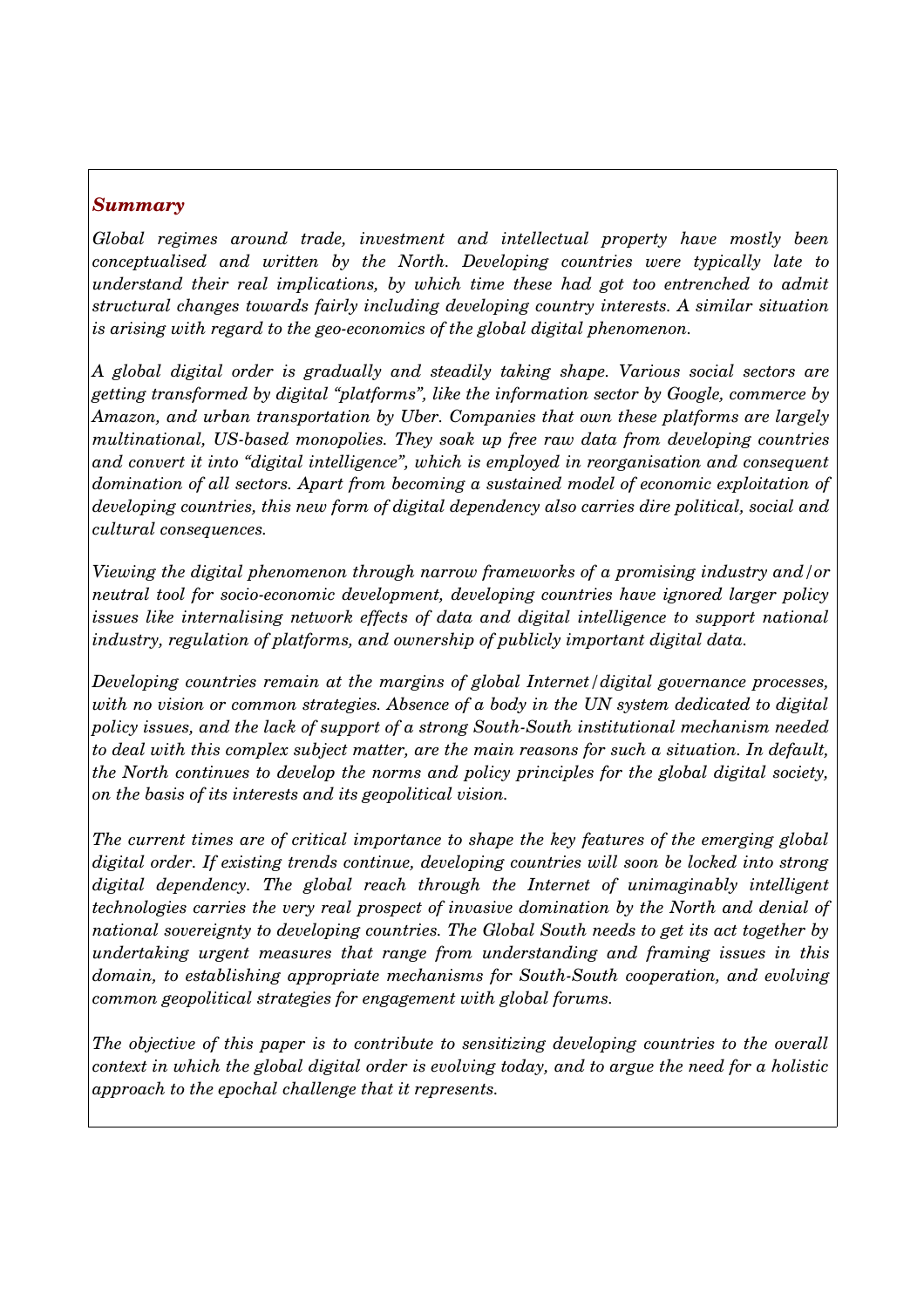## *Summary*

*Global regimes around trade, investment and intellectual property have mostly been conceptualised and written by the North. Developing countries were typically late to understand their real implications, by which time these had got too entrenched to admit structural changes towards fairly including developing country interests. A similar situation is arising with regard to the geo-economics of the global digital phenomenon.*

*A global digital order is gradually and steadily taking shape. Various social sectors are getting transformed by digital "platforms", like the information sector by Google, commerce by Amazon, and urban transportation by Uber. Companies that own these platforms are largely multinational, US-based monopolies. They soak up free raw data from developing countries and convert it into "digital intelligence", which is employed in reorganisation and consequent domination of all sectors. Apart from becoming a sustained model of economic exploitation of developing countries, this new form of digital dependency also carries dire political, social and cultural consequences.*

*Viewing the digital phenomenon through narrow frameworks of a promising industry and/or neutral tool for socio-economic development, developing countries have ignored larger policy issues like internalising network effects of data and digital intelligence to support national industry, regulation of platforms, and ownership of publicly important digital data.*

*Developing countries remain at the margins of global Internet/digital governance processes, with no vision or common strategies. Absence of a body in the UN system dedicated to digital policy issues, and the lack of support of a strong South-South institutional mechanism needed to deal with this complex subject matter, are the main reasons for such a situation. In default, the North continues to develop the norms and policy principles for the global digital society, on the basis of its interests and its geopolitical vision.*

*The current times are of critical importance to shape the key features of the emerging global digital order. If existing trends continue, developing countries will soon be locked into strong digital dependency. The global reach through the Internet of unimaginably intelligent technologies carries the very real prospect of invasive domination by the North and denial of national sovereignty to developing countries. The Global South needs to get its act together by undertaking urgent measures that range from understanding and framing issues in this domain, to establishing appropriate mechanisms for South-South cooperation, and evolving common geopolitical strategies for engagement with global forums.*

*The objective of this paper is to contribute to sensitizing developing countries to the overall context in which the global digital order is evolving today, and to argue the need for a holistic approach to the epochal challenge that it represents.*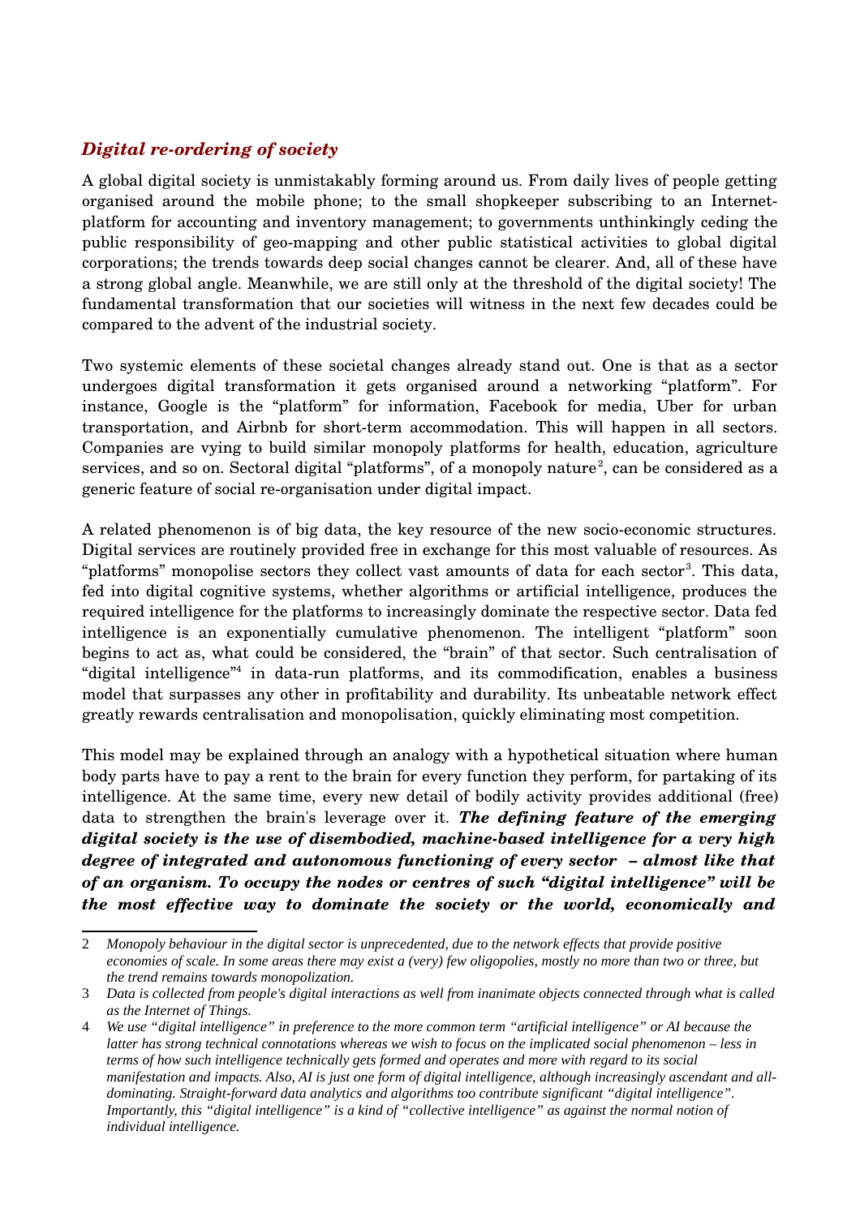### *Digital re-ordering of society*

A global digital society is unmistakably forming around us. From daily lives of people getting organised around the mobile phone; to the small shopkeeper subscribing to an Internet-platform for accounting and inventory management; to governments unthinkingly ceding the public responsibility of geo-mapping and other public statistical activities to global digital corporations; the trends towards deep social changes cannot be clearer. And, all of these have a strong global angle. Meanwhile, we are still only at the threshold of the digital society! The fundamental transformation that our societies will witness in the next few decades could be compared to the advent of the industrial society.

Two systemic elements of these societal changes already stand out. One is that as a sector undergoes digital transformation it gets organised around a networking "platform". For instance, Google is the "platform" for information, Facebook for media, Uber for urban transportation, and Airbnb for short-term accommodation. This will happen in all sectors. Companies are vying to build similar monopoly platforms for health, education, agriculture services, and so on. Sectoral digital "platforms", of a monopoly nature[2], can be considered as a generic feature of social re-organisation under digital impact.

A related phenomenon is of big data, the key resource of the new socio-economic structures. Digital services are routinely provided free in exchange for this most valuable of resources. As "platforms" monopolise sectors they collect vast amounts of data for each sector[3]. This data, fed into digital cognitive systems, whether algorithms or artificial intelligence, produces the required intelligence for the platforms to increasingly dominate the respective sector. Data fed intelligence is an exponentially cumulative phenomenon. The intelligent "platform" soon begins to act as, what could be considered, the "brain" of that sector. Such centralisation of "digital intelligence"[4] in data-run platforms, and its commodification, enables a business model that surpasses any other in profitability and durability. Its unbeatable network effect greatly rewards centralisation and monopolisation, quickly eliminating most competition.

This model may be explained through an analogy with a hypothetical situation where human body parts have to pay a rent to the brain for every function they perform, for partaking of its intelligence. At the same time, every new detail of bodily activity provides additional (free) data to strengthen the brain's leverage over it. ***The defining feature of the emerging digital society is the use of disembodied, machine-based intelligence for a very high degree of integrated and autonomous functioning of every sector – almost like that of an organism. To occupy the nodes or centres of such "digital intelligence" will be the most effective way to dominate the society or the world, economically and***

---

2 *Monopoly behaviour in the digital sector is unprecedented, due to the network effects that provide positive economies of scale. In some areas there may exist a (very) few oligopolies, mostly no more than two or three, but the trend remains towards monopolization.*

3 *Data is collected from people's digital interactions as well from inanimate objects connected through what is called as the Internet of Things.*

4 *We use "digital intelligence" in preference to the more common term "artificial intelligence" or AI because the latter has strong technical connotations whereas we wish to focus on the implicated social phenomenon – less in terms of how such intelligence technically gets formed and operates and more with regard to its social manifestation and impacts. Also, AI is just one form of digital intelligence, although increasingly ascendant and all-dominating. Straight-forward data analytics and algorithms too contribute significant "digital intelligence". Importantly, this "digital intelligence" is a kind of "collective intelligence" as against the normal notion of individual intelligence.*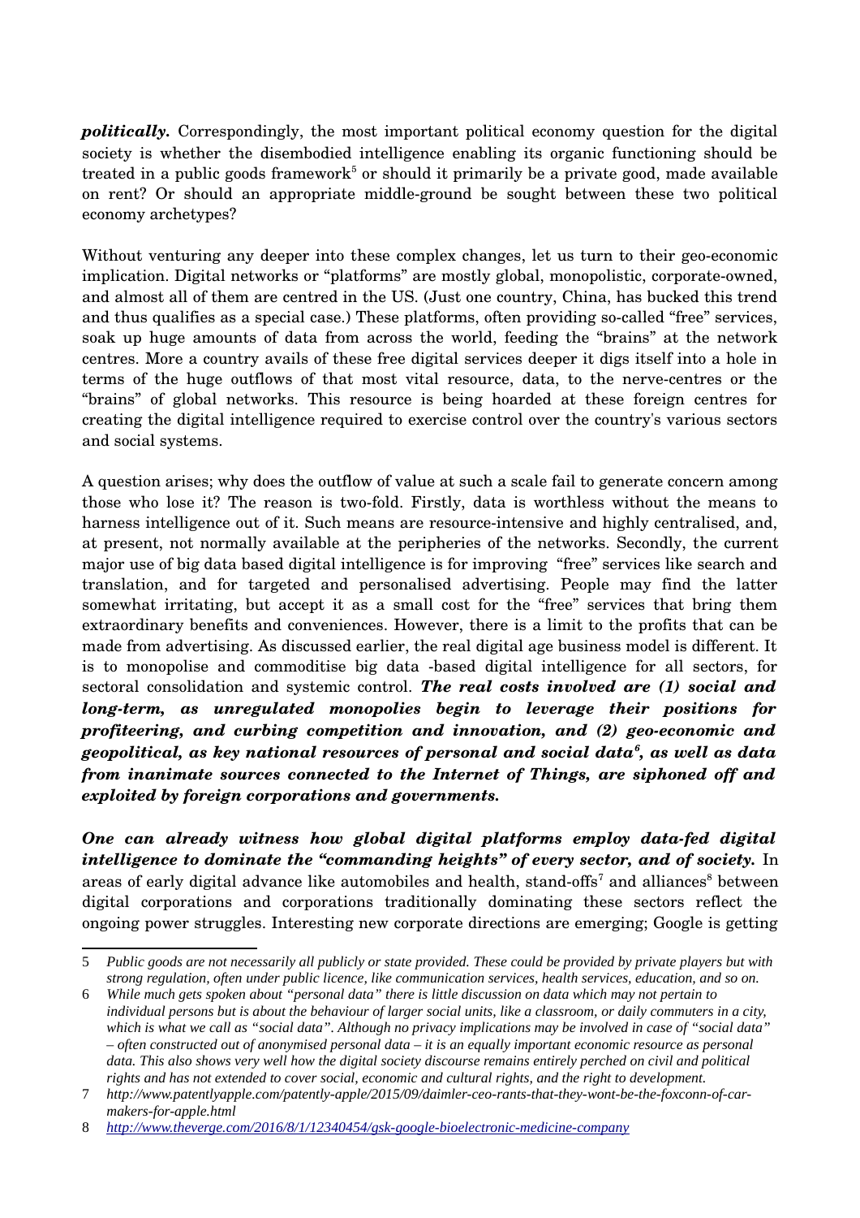***politically.*** Correspondingly, the most important political economy question for the digital society is whether the disembodied intelligence enabling its organic functioning should be treated in a public goods framework[5] or should it primarily be a private good, made available on rent? Or should an appropriate middle-ground be sought between these two political economy archetypes?

Without venturing any deeper into these complex changes, let us turn to their geo-economic implication. Digital networks or "platforms" are mostly global, monopolistic, corporate-owned, and almost all of them are centred in the US. (Just one country, China, has bucked this trend and thus qualifies as a special case.) These platforms, often providing so-called "free" services, soak up huge amounts of data from across the world, feeding the "brains" at the network centres. More a country avails of these free digital services deeper it digs itself into a hole in terms of the huge outflows of that most vital resource, data, to the nerve-centres or the "brains" of global networks. This resource is being hoarded at these foreign centres for creating the digital intelligence required to exercise control over the country's various sectors and social systems.

A question arises; why does the outflow of value at such a scale fail to generate concern among those who lose it? The reason is two-fold. Firstly, data is worthless without the means to harness intelligence out of it. Such means are resource-intensive and highly centralised, and, at present, not normally available at the peripheries of the networks. Secondly, the current major use of big data based digital intelligence is for improving "free" services like search and translation, and for targeted and personalised advertising. People may find the latter somewhat irritating, but accept it as a small cost for the "free" services that bring them extraordinary benefits and conveniences. However, there is a limit to the profits that can be made from advertising. As discussed earlier, the real digital age business model is different. It is to monopolise and commoditise big data -based digital intelligence for all sectors, for sectoral consolidation and systemic control. ***The real costs involved are (1) social and long-term, as unregulated monopolies begin to leverage their positions for profiteering, and curbing competition and innovation, and (2) geo-economic and geopolitical, as key national resources of personal and social data[6], as well as data from inanimate sources connected to the Internet of Things, are siphoned off and exploited by foreign corporations and governments.***

***One can already witness how global digital platforms employ data-fed digital intelligence to dominate the "commanding heights" of every sector, and of society.*** In areas of early digital advance like automobiles and health, stand-offs[7] and alliances[8] between digital corporations and corporations traditionally dominating these sectors reflect the ongoing power struggles. Interesting new corporate directions are emerging; Google is getting

---

5 *Public goods are not necessarily all publicly or state provided. These could be provided by private players but with strong regulation, often under public licence, like communication services, health services, education, and so on.*

6 *While much gets spoken about "personal data" there is little discussion on data which may not pertain to individual persons but is about the behaviour of larger social units, like a classroom, or daily commuters in a city, which is what we call as "social data". Although no privacy implications may be involved in case of "social data" – often constructed out of anonymised personal data – it is an equally important economic resource as personal data. This also shows very well how the digital society discourse remains entirely perched on civil and political rights and has not extended to cover social, economic and cultural rights, and the right to development.*

7 *http://www.patentlyapple.com/patently-apple/2015/09/daimler-ceo-rants-that-they-wont-be-the-foxconn-of-car-makers-for-apple.html*

8 *http://www.theverge.com/2016/8/1/12340454/gsk-google-bioelectronic-medicine-company*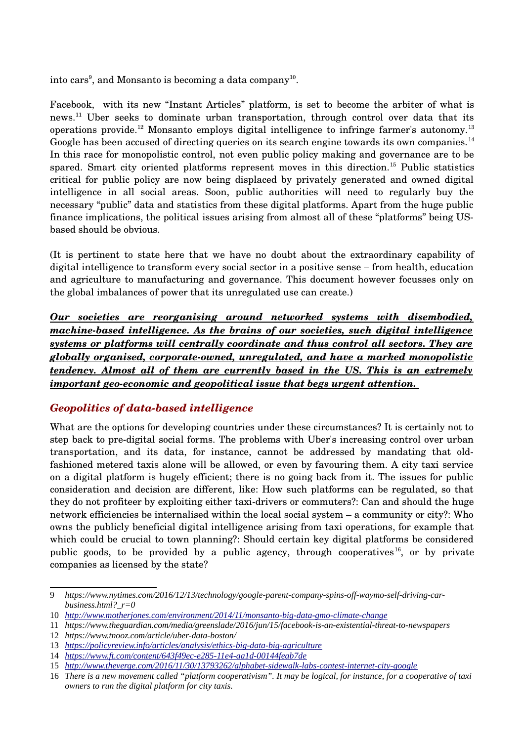into cars[9], and Monsanto is becoming a data company[10].

Facebook, with its new "Instant Articles" platform, is set to become the arbiter of what is news.[11] Uber seeks to dominate urban transportation, through control over data that its operations provide.[12] Monsanto employs digital intelligence to infringe farmer's autonomy.[13] Google has been accused of directing queries on its search engine towards its own companies.[14] In this race for monopolistic control, not even public policy making and governance are to be spared. Smart city oriented platforms represent moves in this direction.[15] Public statistics critical for public policy are now being displaced by privately generated and owned digital intelligence in all social areas. Soon, public authorities will need to regularly buy the necessary "public" data and statistics from these digital platforms. Apart from the huge public finance implications, the political issues arising from almost all of these "platforms" being US-based should be obvious.

(It is pertinent to state here that we have no doubt about the extraordinary capability of digital intelligence to transform every social sector in a positive sense – from health, education and agriculture to manufacturing and governance. This document however focusses only on the global imbalances of power that its unregulated use can create.)

***Our societies are reorganising around networked systems with disembodied, machine-based intelligence. As the brains of our societies, such digital intelligence systems or platforms will centrally coordinate and thus control all sectors. They are globally organised, corporate-owned, unregulated, and have a marked monopolistic tendency. Almost all of them are currently based in the US. This is an extremely important geo-economic and geopolitical issue that begs urgent attention.***

## *Geopolitics of data-based intelligence*

What are the options for developing countries under these circumstances? It is certainly not to step back to pre-digital social forms. The problems with Uber's increasing control over urban transportation, and its data, for instance, cannot be addressed by mandating that old-fashioned metered taxis alone will be allowed, or even by favouring them. A city taxi service on a digital platform is hugely efficient; there is no going back from it. The issues for public consideration and decision are different, like: How such platforms can be regulated, so that they do not profiteer by exploiting either taxi-drivers or commuters?: Can and should the huge network efficiencies be internalised within the local social system – a community or city?: Who owns the publicly beneficial digital intelligence arising from taxi operations, for example that which could be crucial to town planning?: Should certain key digital platforms be considered public goods, to be provided by a public agency, through cooperatives[16], or by private companies as licensed by the state?

---

9 *https://www.nytimes.com/2016/12/13/technology/google-parent-company-spins-off-waymo-self-driving-car-business.html?_r=0*

10 *http://www.motherjones.com/environment/2014/11/monsanto-big-data-gmo-climate-change*

11 *https://www.theguardian.com/media/greenslade/2016/jun/15/facebook-is-an-existential-threat-to-newspapers*

12 *https://www.tnooz.com/article/uber-data-boston/*

13 *https://policyreview.info/articles/analysis/ethics-big-data-big-agriculture*

14 *https://www.ft.com/content/643f49ec-e285-11e4-aa1d-00144feab7de*

15 *http://www.theverge.com/2016/11/30/13793262/alphabet-sidewalk-labs-contest-internet-city-google*

16 *There is a new movement called "platform cooperativism". It may be logical, for instance, for a cooperative of taxi owners to run the digital platform for city taxis.*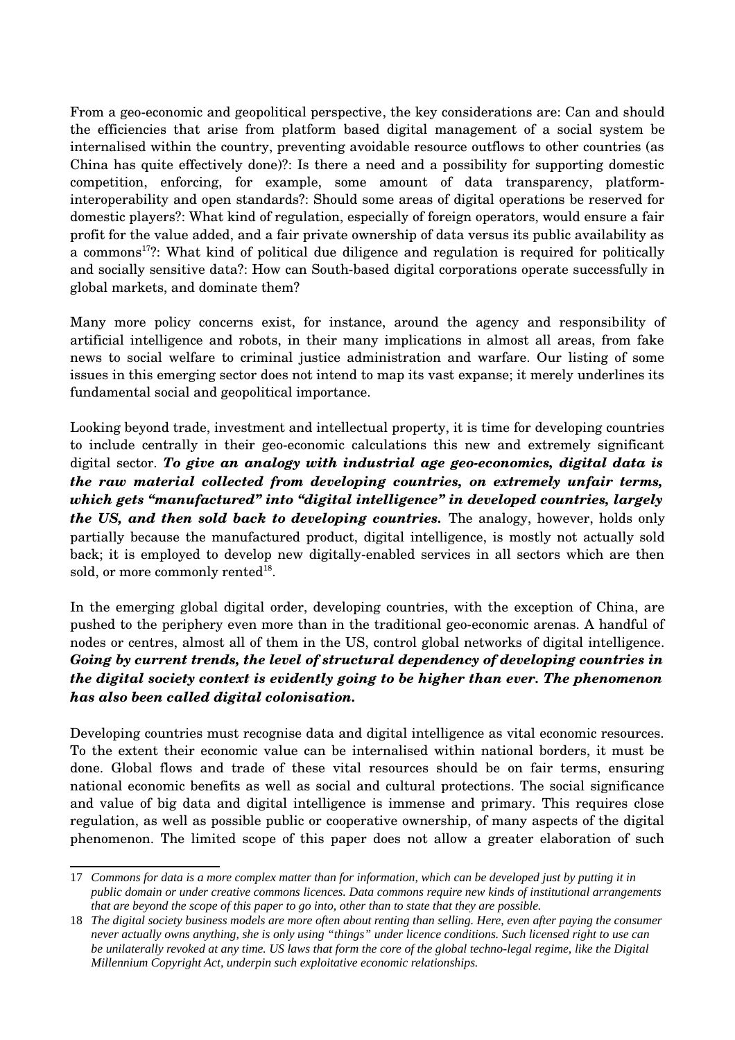From a geo-economic and geopolitical perspective, the key considerations are: Can and should the efficiencies that arise from platform based digital management of a social system be internalised within the country, preventing avoidable resource outflows to other countries (as China has quite effectively done)?: Is there a need and a possibility for supporting domestic competition, enforcing, for example, some amount of data transparency, platform-interoperability and open standards?: Should some areas of digital operations be reserved for domestic players?: What kind of regulation, especially of foreign operators, would ensure a fair profit for the value added, and a fair private ownership of data versus its public availability as a commons[17]?: What kind of political due diligence and regulation is required for politically and socially sensitive data?: How can South-based digital corporations operate successfully in global markets, and dominate them?

Many more policy concerns exist, for instance, around the agency and responsibility of artificial intelligence and robots, in their many implications in almost all areas, from fake news to social welfare to criminal justice administration and warfare. Our listing of some issues in this emerging sector does not intend to map its vast expanse; it merely underlines its fundamental social and geopolitical importance.

Looking beyond trade, investment and intellectual property, it is time for developing countries to include centrally in their geo-economic calculations this new and extremely significant digital sector. ***To give an analogy with industrial age geo-economics, digital data is the raw material collected from developing countries, on extremely unfair terms, which gets "manufactured" into "digital intelligence" in developed countries, largely the US, and then sold back to developing countries.*** The analogy, however, holds only partially because the manufactured product, digital intelligence, is mostly not actually sold back; it is employed to develop new digitally-enabled services in all sectors which are then sold, or more commonly rented[18].

In the emerging global digital order, developing countries, with the exception of China, are pushed to the periphery even more than in the traditional geo-economic arenas. A handful of nodes or centres, almost all of them in the US, control global networks of digital intelligence. ***Going by current trends, the level of structural dependency of developing countries in the digital society context is evidently going to be higher than ever. The phenomenon has also been called digital colonisation.***

Developing countries must recognise data and digital intelligence as vital economic resources. To the extent their economic value can be internalised within national borders, it must be done. Global flows and trade of these vital resources should be on fair terms, ensuring national economic benefits as well as social and cultural protections. The social significance and value of big data and digital intelligence is immense and primary. This requires close regulation, as well as possible public or cooperative ownership, of many aspects of the digital phenomenon. The limited scope of this paper does not allow a greater elaboration of such

---

17 *Commons for data is a more complex matter than for information, which can be developed just by putting it in public domain or under creative commons licences. Data commons require new kinds of institutional arrangements that are beyond the scope of this paper to go into, other than to state that they are possible.*

18 *The digital society business models are more often about renting than selling. Here, even after paying the consumer never actually owns anything, she is only using "things" under licence conditions. Such licensed right to use can be unilaterally revoked at any time. US laws that form the core of the global techno-legal regime, like the Digital Millennium Copyright Act, underpin such exploitative economic relationships.*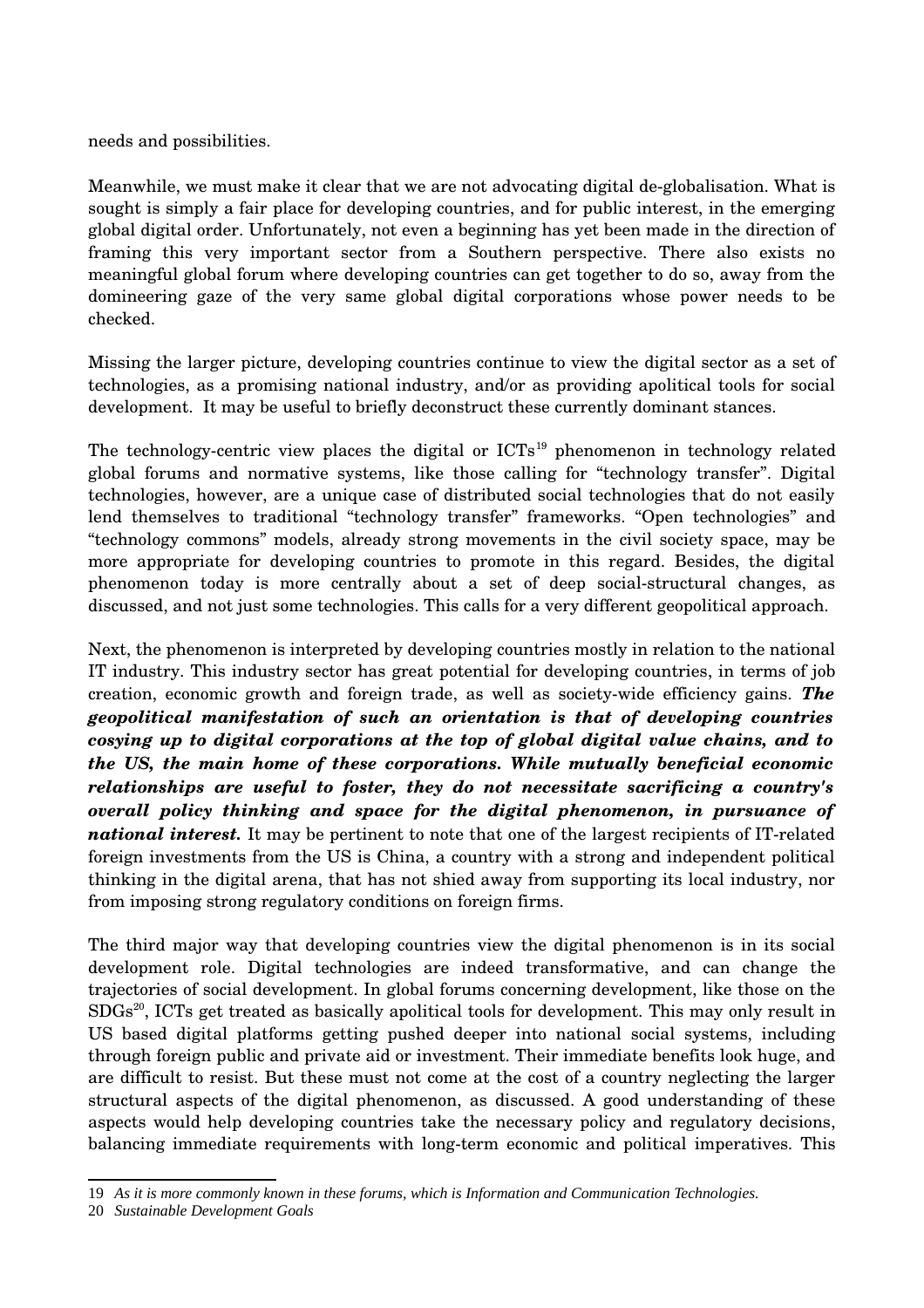needs and possibilities.

Meanwhile, we must make it clear that we are not advocating digital de-globalisation. What is sought is simply a fair place for developing countries, and for public interest, in the emerging global digital order. Unfortunately, not even a beginning has yet been made in the direction of framing this very important sector from a Southern perspective. There also exists no meaningful global forum where developing countries can get together to do so, away from the domineering gaze of the very same global digital corporations whose power needs to be checked.

Missing the larger picture, developing countries continue to view the digital sector as a set of technologies, as a promising national industry, and/or as providing apolitical tools for social development. It may be useful to briefly deconstruct these currently dominant stances.

The technology-centric view places the digital or ICTs[19] phenomenon in technology related global forums and normative systems, like those calling for "technology transfer". Digital technologies, however, are a unique case of distributed social technologies that do not easily lend themselves to traditional "technology transfer" frameworks. "Open technologies" and "technology commons" models, already strong movements in the civil society space, may be more appropriate for developing countries to promote in this regard. Besides, the digital phenomenon today is more centrally about a set of deep social-structural changes, as discussed, and not just some technologies. This calls for a very different geopolitical approach.

Next, the phenomenon is interpreted by developing countries mostly in relation to the national IT industry. This industry sector has great potential for developing countries, in terms of job creation, economic growth and foreign trade, as well as society-wide efficiency gains. ***The geopolitical manifestation of such an orientation is that of developing countries cosying up to digital corporations at the top of global digital value chains, and to the US, the main home of these corporations. While mutually beneficial economic relationships are useful to foster, they do not necessitate sacrificing a country's overall policy thinking and space for the digital phenomenon, in pursuance of national interest.*** It may be pertinent to note that one of the largest recipients of IT-related foreign investments from the US is China, a country with a strong and independent political thinking in the digital arena, that has not shied away from supporting its local industry, nor from imposing strong regulatory conditions on foreign firms.

The third major way that developing countries view the digital phenomenon is in its social development role. Digital technologies are indeed transformative, and can change the trajectories of social development. In global forums concerning development, like those on the SDGs[20], ICTs get treated as basically apolitical tools for development. This may only result in US based digital platforms getting pushed deeper into national social systems, including through foreign public and private aid or investment. Their immediate benefits look huge, and are difficult to resist. But these must not come at the cost of a country neglecting the larger structural aspects of the digital phenomenon, as discussed. A good understanding of these aspects would help developing countries take the necessary policy and regulatory decisions, balancing immediate requirements with long-term economic and political imperatives. This

---

19 *As it is more commonly known in these forums, which is Information and Communication Technologies.*

20 *Sustainable Development Goals*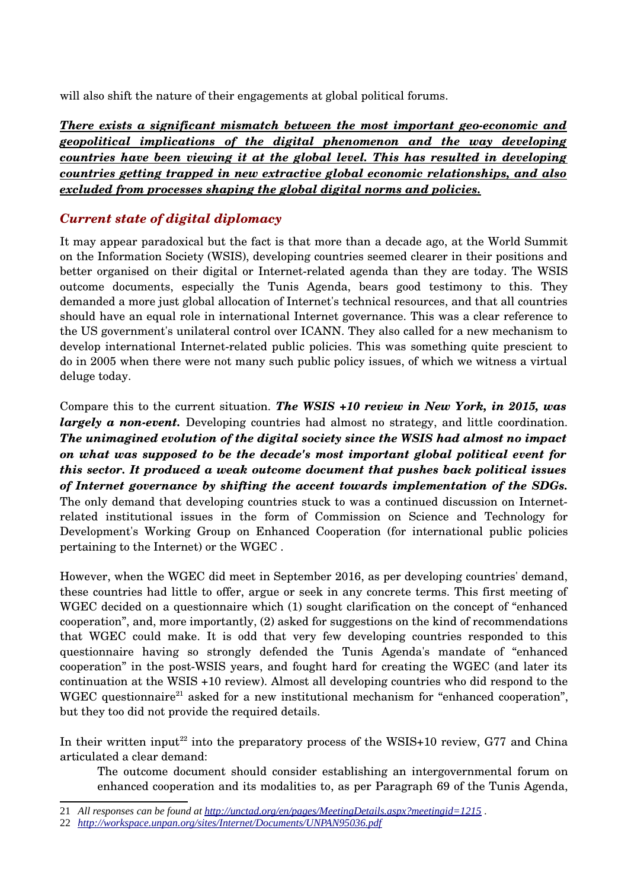will also shift the nature of their engagements at global political forums.

***<u>There exists a significant mismatch between the most important geo-economic and geopolitical implications of the digital phenomenon and the way developing countries have been viewing it at the global level. This has resulted in developing countries getting trapped in new extractive global economic relationships, and also excluded from processes shaping the global digital norms and policies.</u>***

### *Current state of digital diplomacy*

It may appear paradoxical but the fact is that more than a decade ago, at the World Summit on the Information Society (WSIS), developing countries seemed clearer in their positions and better organised on their digital or Internet-related agenda than they are today. The WSIS outcome documents, especially the Tunis Agenda, bears good testimony to this. They demanded a more just global allocation of Internet's technical resources, and that all countries should have an equal role in international Internet governance. This was a clear reference to the US government's unilateral control over ICANN. They also called for a new mechanism to develop international Internet-related public policies. This was something quite prescient to do in 2005 when there were not many such public policy issues, of which we witness a virtual deluge today.

Compare this to the current situation. ***The WSIS +10 review in New York, in 2015, was largely a non-event.*** Developing countries had almost no strategy, and little coordination. ***The unimagined evolution of the digital society since the WSIS had almost no impact on what was supposed to be the decade's most important global political event for this sector. It produced a weak outcome document that pushes back political issues of Internet governance by shifting the accent towards implementation of the SDGs.*** The only demand that developing countries stuck to was a continued discussion on Internet-related institutional issues in the form of Commission on Science and Technology for Development's Working Group on Enhanced Cooperation (for international public policies pertaining to the Internet) or the WGEC .

However, when the WGEC did meet in September 2016, as per developing countries' demand, these countries had little to offer, argue or seek in any concrete terms. This first meeting of WGEC decided on a questionnaire which (1) sought clarification on the concept of "enhanced cooperation", and, more importantly, (2) asked for suggestions on the kind of recommendations that WGEC could make. It is odd that very few developing countries responded to this questionnaire having so strongly defended the Tunis Agenda's mandate of "enhanced cooperation" in the post-WSIS years, and fought hard for creating the WGEC (and later its continuation at the WSIS +10 review). Almost all developing countries who did respond to the WGEC questionnaire[21] asked for a new institutional mechanism for "enhanced cooperation", but they too did not provide the required details.

In their written input[22] into the preparatory process of the WSIS+10 review, G77 and China articulated a clear demand:

> The outcome document should consider establishing an intergovernmental forum on enhanced cooperation and its modalities to, as per Paragraph 69 of the Tunis Agenda,

---

21 *All responses can be found at http://unctad.org/en/pages/MeetingDetails.aspx?meetingid=1215 .*

22 *http://workspace.unpan.org/sites/Internet/Documents/UNPAN95036.pdf*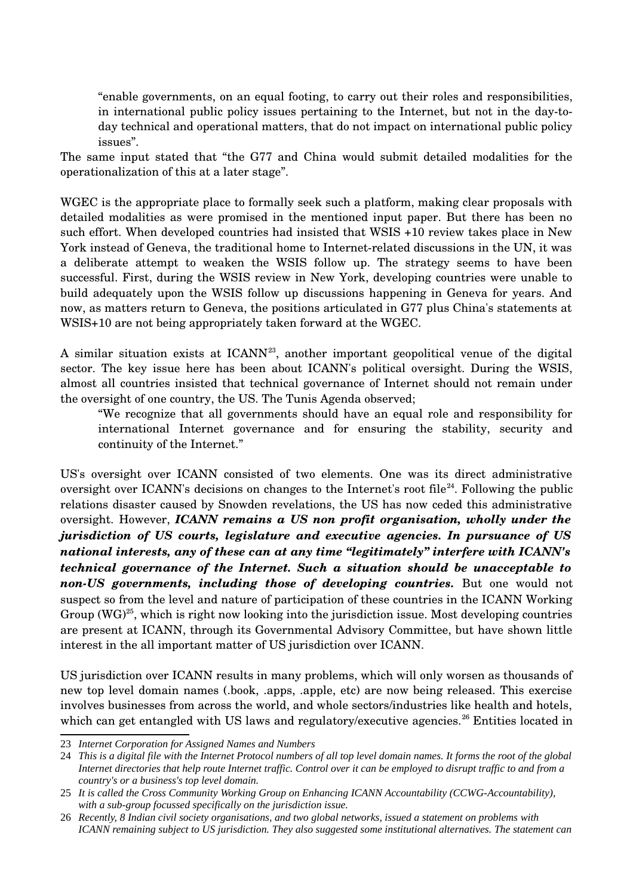> "enable governments, on an equal footing, to carry out their roles and responsibilities, in international public policy issues pertaining to the Internet, but not in the day-to-day technical and operational matters, that do not impact on international public policy issues".

The same input stated that "the G77 and China would submit detailed modalities for the operationalization of this at a later stage".

WGEC is the appropriate place to formally seek such a platform, making clear proposals with detailed modalities as were promised in the mentioned input paper. But there has been no such effort. When developed countries had insisted that WSIS +10 review takes place in New York instead of Geneva, the traditional home to Internet-related discussions in the UN, it was a deliberate attempt to weaken the WSIS follow up. The strategy seems to have been successful. First, during the WSIS review in New York, developing countries were unable to build adequately upon the WSIS follow up discussions happening in Geneva for years. And now, as matters return to Geneva, the positions articulated in G77 plus China's statements at WSIS+10 are not being appropriately taken forward at the WGEC.

A similar situation exists at ICANN[23], another important geopolitical venue of the digital sector. The key issue here has been about ICANN's political oversight. During the WSIS, almost all countries insisted that technical governance of Internet should not remain under the oversight of one country, the US. The Tunis Agenda observed;

> "We recognize that all governments should have an equal role and responsibility for international Internet governance and for ensuring the stability, security and continuity of the Internet."

US's oversight over ICANN consisted of two elements. One was its direct administrative oversight over ICANN's decisions on changes to the Internet's root file[24]. Following the public relations disaster caused by Snowden revelations, the US has now ceded this administrative oversight. However, ***ICANN remains a US non profit organisation, wholly under the jurisdiction of US courts, legislature and executive agencies. In pursuance of US national interests, any of these can at any time "legitimately" interfere with ICANN's technical governance of the Internet. Such a situation should be unacceptable to non-US governments, including those of developing countries.*** But one would not suspect so from the level and nature of participation of these countries in the ICANN Working Group (WG)[25], which is right now looking into the jurisdiction issue. Most developing countries are present at ICANN, through its Governmental Advisory Committee, but have shown little interest in the all important matter of US jurisdiction over ICANN.

US jurisdiction over ICANN results in many problems, which will only worsen as thousands of new top level domain names (.book, .apps, .apple, etc) are now being released. This exercise involves businesses from across the world, and whole sectors/industries like health and hotels, which can get entangled with US laws and regulatory/executive agencies.[26] Entities located in

---

23 *Internet Corporation for Assigned Names and Numbers*

24 *This is a digital file with the Internet Protocol numbers of all top level domain names. It forms the root of the global Internet directories that help route Internet traffic. Control over it can be employed to disrupt traffic to and from a country's or a business's top level domain.*

25 *It is called the Cross Community Working Group on Enhancing ICANN Accountability (CCWG-Accountability), with a sub-group focussed specifically on the jurisdiction issue.*

26 *Recently, 8 Indian civil society organisations, and two global networks, issued a statement on problems with ICANN remaining subject to US jurisdiction. They also suggested some institutional alternatives. The statement can*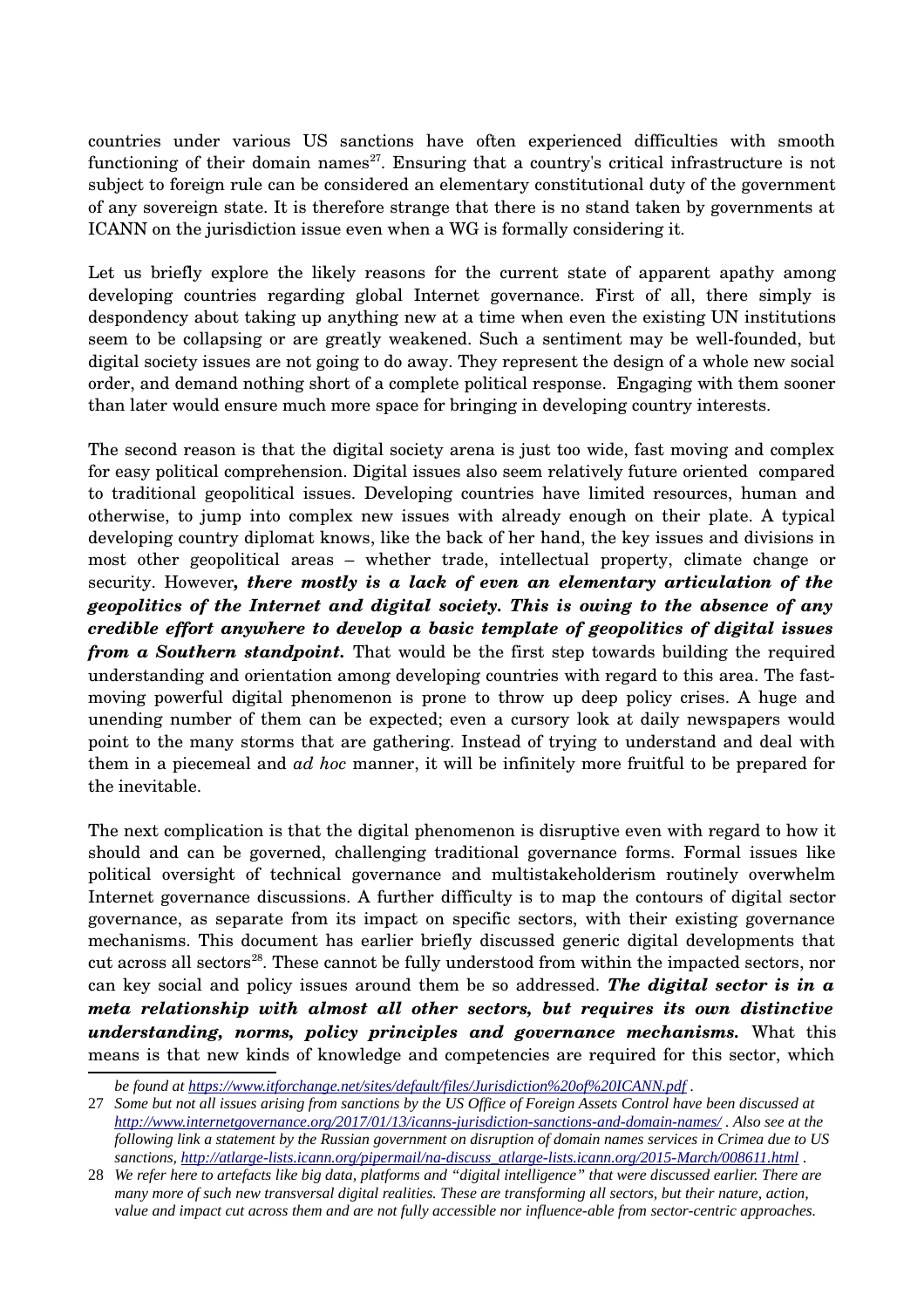countries under various US sanctions have often experienced difficulties with smooth functioning of their domain names[27]. Ensuring that a country's critical infrastructure is not subject to foreign rule can be considered an elementary constitutional duty of the government of any sovereign state. It is therefore strange that there is no stand taken by governments at ICANN on the jurisdiction issue even when a WG is formally considering it.

Let us briefly explore the likely reasons for the current state of apparent apathy among developing countries regarding global Internet governance. First of all, there simply is despondency about taking up anything new at a time when even the existing UN institutions seem to be collapsing or are greatly weakened. Such a sentiment may be well-founded, but digital society issues are not going to do away. They represent the design of a whole new social order, and demand nothing short of a complete political response. Engaging with them sooner than later would ensure much more space for bringing in developing country interests.

The second reason is that the digital society arena is just too wide, fast moving and complex for easy political comprehension. Digital issues also seem relatively future oriented compared to traditional geopolitical issues. Developing countries have limited resources, human and otherwise, to jump into complex new issues with already enough on their plate. A typical developing country diplomat knows, like the back of her hand, the key issues and divisions in most other geopolitical areas – whether trade, intellectual property, climate change or security. However***, there mostly is a lack of even an elementary articulation of the geopolitics of the Internet and digital society. This is owing to the absence of any credible effort anywhere to develop a basic template of geopolitics of digital issues from a Southern standpoint.*** That would be the first step towards building the required understanding and orientation among developing countries with regard to this area. The fast-moving powerful digital phenomenon is prone to throw up deep policy crises. A huge and unending number of them can be expected; even a cursory look at daily newspapers would point to the many storms that are gathering. Instead of trying to understand and deal with them in a piecemeal and *ad hoc* manner, it will be infinitely more fruitful to be prepared for the inevitable.

The next complication is that the digital phenomenon is disruptive even with regard to how it should and can be governed, challenging traditional governance forms. Formal issues like political oversight of technical governance and multistakeholderism routinely overwhelm Internet governance discussions. A further difficulty is to map the contours of digital sector governance, as separate from its impact on specific sectors, with their existing governance mechanisms. This document has earlier briefly discussed generic digital developments that cut across all sectors[28]. These cannot be fully understood from within the impacted sectors, nor can key social and policy issues around them be so addressed. ***The digital sector is in a meta relationship with almost all other sectors, but requires its own distinctive understanding, norms, policy principles and governance mechanisms.*** What this means is that new kinds of knowledge and competencies are required for this sector, which

---

*be found at https://www.itforchange.net/sites/default/files/Jurisdiction%20of%20ICANN.pdf .*

27 *Some but not all issues arising from sanctions by the US Office of Foreign Assets Control have been discussed at http://www.internetgovernance.org/2017/01/13/icanns-jurisdiction-sanctions-and-domain-names/ . Also see at the following link a statement by the Russian government on disruption of domain names services in Crimea due to US sanctions, http://atlarge-lists.icann.org/pipermail/na-discuss_atlarge-lists.icann.org/2015-March/008611.html .*

28 *We refer here to artefacts like big data, platforms and "digital intelligence" that were discussed earlier. There are many more of such new transversal digital realities. These are transforming all sectors, but their nature, action, value and impact cut across them and are not fully accessible nor influence-able from sector-centric approaches.*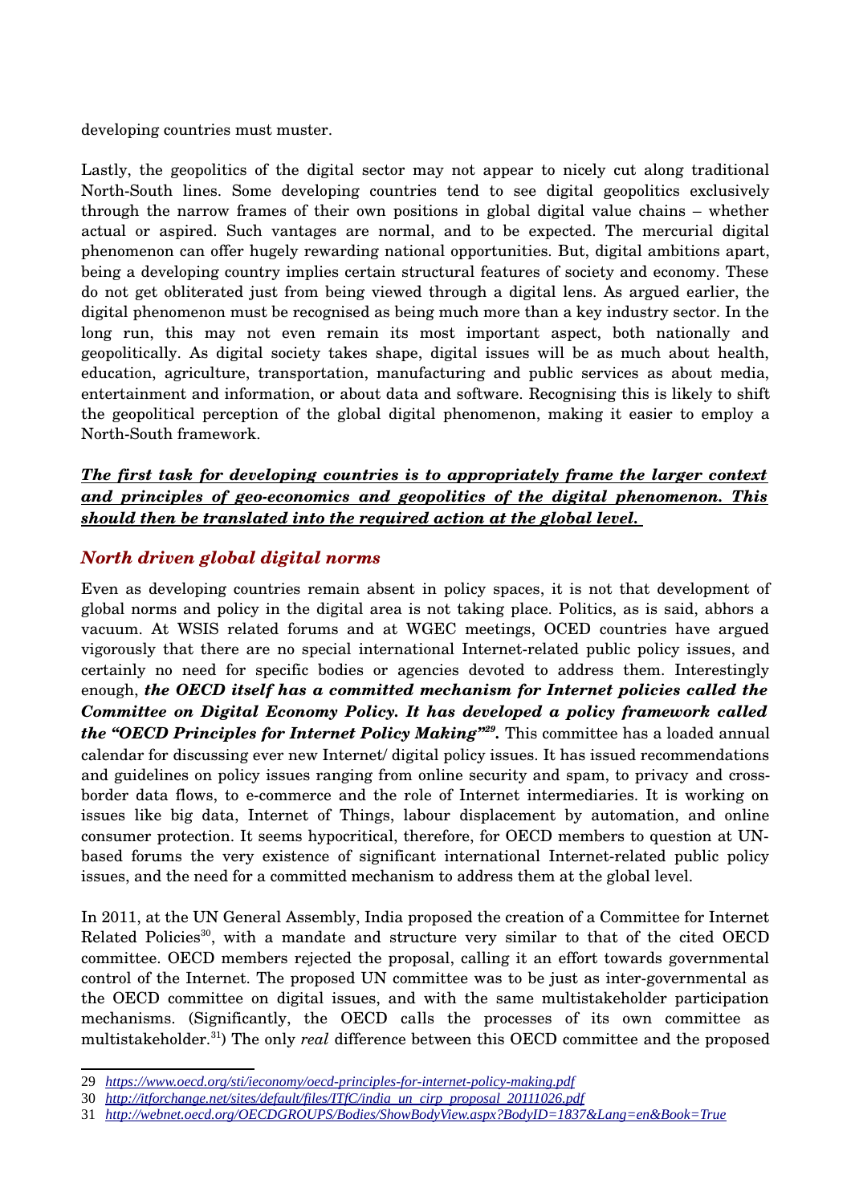developing countries must muster.

Lastly, the geopolitics of the digital sector may not appear to nicely cut along traditional North-South lines. Some developing countries tend to see digital geopolitics exclusively through the narrow frames of their own positions in global digital value chains – whether actual or aspired. Such vantages are normal, and to be expected. The mercurial digital phenomenon can offer hugely rewarding national opportunities. But, digital ambitions apart, being a developing country implies certain structural features of society and economy. These do not get obliterated just from being viewed through a digital lens. As argued earlier, the digital phenomenon must be recognised as being much more than a key industry sector. In the long run, this may not even remain its most important aspect, both nationally and geopolitically. As digital society takes shape, digital issues will be as much about health, education, agriculture, transportation, manufacturing and public services as about media, entertainment and information, or about data and software. Recognising this is likely to shift the geopolitical perception of the global digital phenomenon, making it easier to employ a North-South framework.

***<u>The first task for developing countries is to appropriately frame the larger context and principles of geo-economics and geopolitics of the digital phenomenon. This should then be translated into the required action at the global level.</u>***

## *North driven global digital norms*

Even as developing countries remain absent in policy spaces, it is not that development of global norms and policy in the digital area is not taking place. Politics, as is said, abhors a vacuum. At WSIS related forums and at WGEC meetings, OCED countries have argued vigorously that there are no special international Internet-related public policy issues, and certainly no need for specific bodies or agencies devoted to address them. Interestingly enough, ***the OECD itself has a committed mechanism for Internet policies called the Committee on Digital Economy Policy. It has developed a policy framework called the "OECD Principles for Internet Policy Making"[29].*** This committee has a loaded annual calendar for discussing ever new Internet/ digital policy issues. It has issued recommendations and guidelines on policy issues ranging from online security and spam, to privacy and cross-border data flows, to e-commerce and the role of Internet intermediaries. It is working on issues like big data, Internet of Things, labour displacement by automation, and online consumer protection. It seems hypocritical, therefore, for OECD members to question at UN-based forums the very existence of significant international Internet-related public policy issues, and the need for a committed mechanism to address them at the global level.

In 2011, at the UN General Assembly, India proposed the creation of a Committee for Internet Related Policies[30], with a mandate and structure very similar to that of the cited OECD committee. OECD members rejected the proposal, calling it an effort towards governmental control of the Internet. The proposed UN committee was to be just as inter-governmental as the OECD committee on digital issues, and with the same multistakeholder participation mechanisms. (Significantly, the OECD calls the processes of its own committee as multistakeholder.[31]) The only *real* difference between this OECD committee and the proposed

---

29 *https://www.oecd.org/sti/ieconomy/oecd-principles-for-internet-policy-making.pdf*

30 *http://itforchange.net/sites/default/files/ITfC/india_un_cirp_proposal_20111026.pdf*

31 *http://webnet.oecd.org/OECDGROUPS/Bodies/ShowBodyView.aspx?BodyID=1837&Lang=en&Book=True*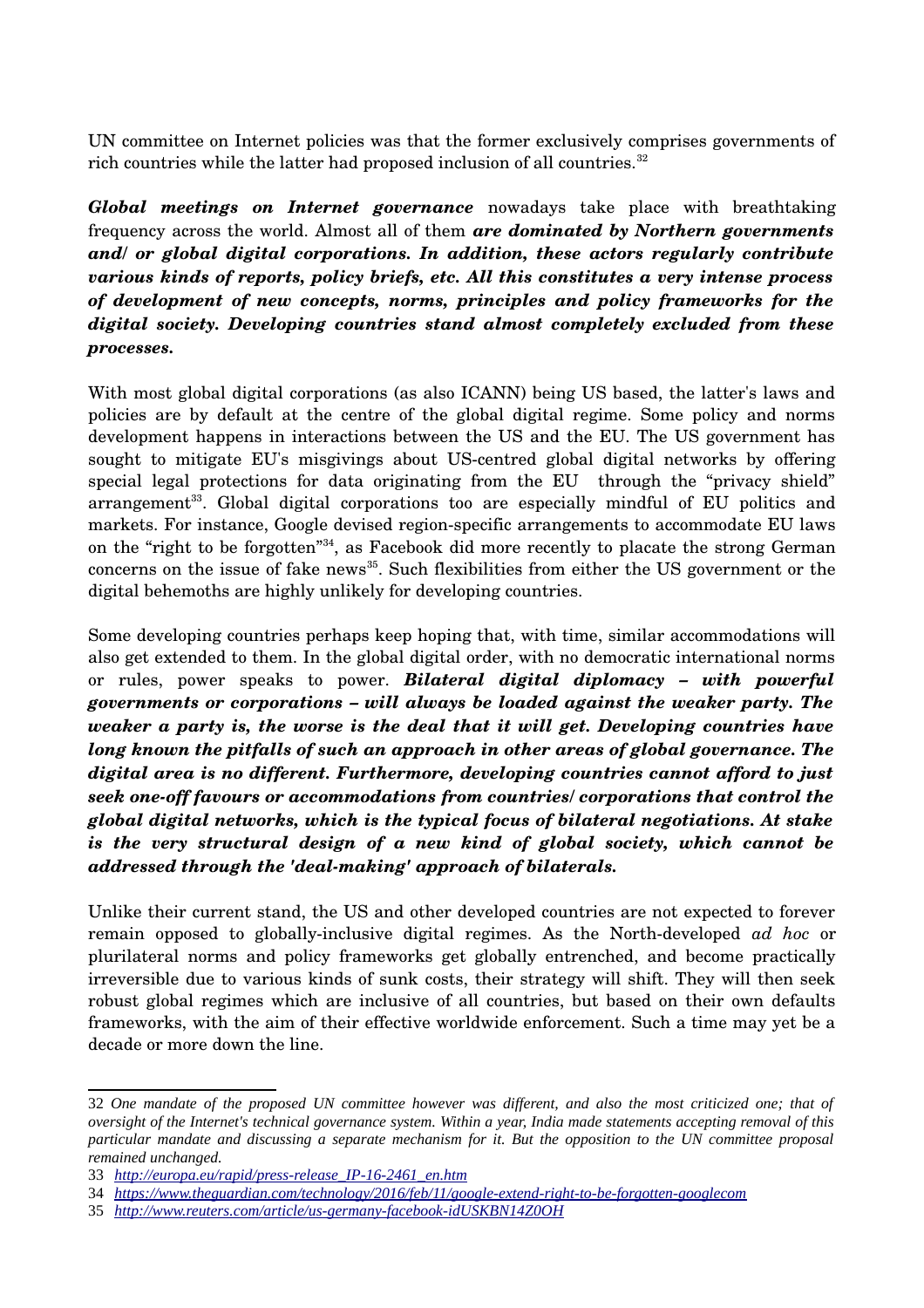UN committee on Internet policies was that the former exclusively comprises governments of rich countries while the latter had proposed inclusion of all countries.[32]

***Global meetings on Internet governance*** nowadays take place with breathtaking frequency across the world. Almost all of them ***are dominated by Northern governments and/ or global digital corporations. In addition, these actors regularly contribute various kinds of reports, policy briefs, etc. All this constitutes a very intense process of development of new concepts, norms, principles and policy frameworks for the digital society. Developing countries stand almost completely excluded from these processes.***

With most global digital corporations (as also ICANN) being US based, the latter's laws and policies are by default at the centre of the global digital regime. Some policy and norms development happens in interactions between the US and the EU. The US government has sought to mitigate EU's misgivings about US-centred global digital networks by offering special legal protections for data originating from the EU through the "privacy shield" arrangement[33]. Global digital corporations too are especially mindful of EU politics and markets. For instance, Google devised region-specific arrangements to accommodate EU laws on the "right to be forgotten"[34], as Facebook did more recently to placate the strong German concerns on the issue of fake news[35]. Such flexibilities from either the US government or the digital behemoths are highly unlikely for developing countries.

Some developing countries perhaps keep hoping that, with time, similar accommodations will also get extended to them. In the global digital order, with no democratic international norms or rules, power speaks to power. ***Bilateral digital diplomacy – with powerful governments or corporations – will always be loaded against the weaker party. The weaker a party is, the worse is the deal that it will get. Developing countries have long known the pitfalls of such an approach in other areas of global governance. The digital area is no different. Furthermore, developing countries cannot afford to just seek one-off favours or accommodations from countries/ corporations that control the global digital networks, which is the typical focus of bilateral negotiations. At stake is the very structural design of a new kind of global society, which cannot be addressed through the 'deal-making' approach of bilaterals.***

Unlike their current stand, the US and other developed countries are not expected to forever remain opposed to globally-inclusive digital regimes. As the North-developed *ad hoc* or plurilateral norms and policy frameworks get globally entrenched, and become practically irreversible due to various kinds of sunk costs, their strategy will shift. They will then seek robust global regimes which are inclusive of all countries, but based on their own defaults frameworks, with the aim of their effective worldwide enforcement. Such a time may yet be a decade or more down the line.

---

32 *One mandate of the proposed UN committee however was different, and also the most criticized one; that of oversight of the Internet's technical governance system. Within a year, India made statements accepting removal of this particular mandate and discussing a separate mechanism for it. But the opposition to the UN committee proposal remained unchanged.*

33 *http://europa.eu/rapid/press-release_IP-16-2461_en.htm*

34 *https://www.theguardian.com/technology/2016/feb/11/google-extend-right-to-be-forgotten-googlecom*

35 *http://www.reuters.com/article/us-germany-facebook-idUSKBN14Z0OH*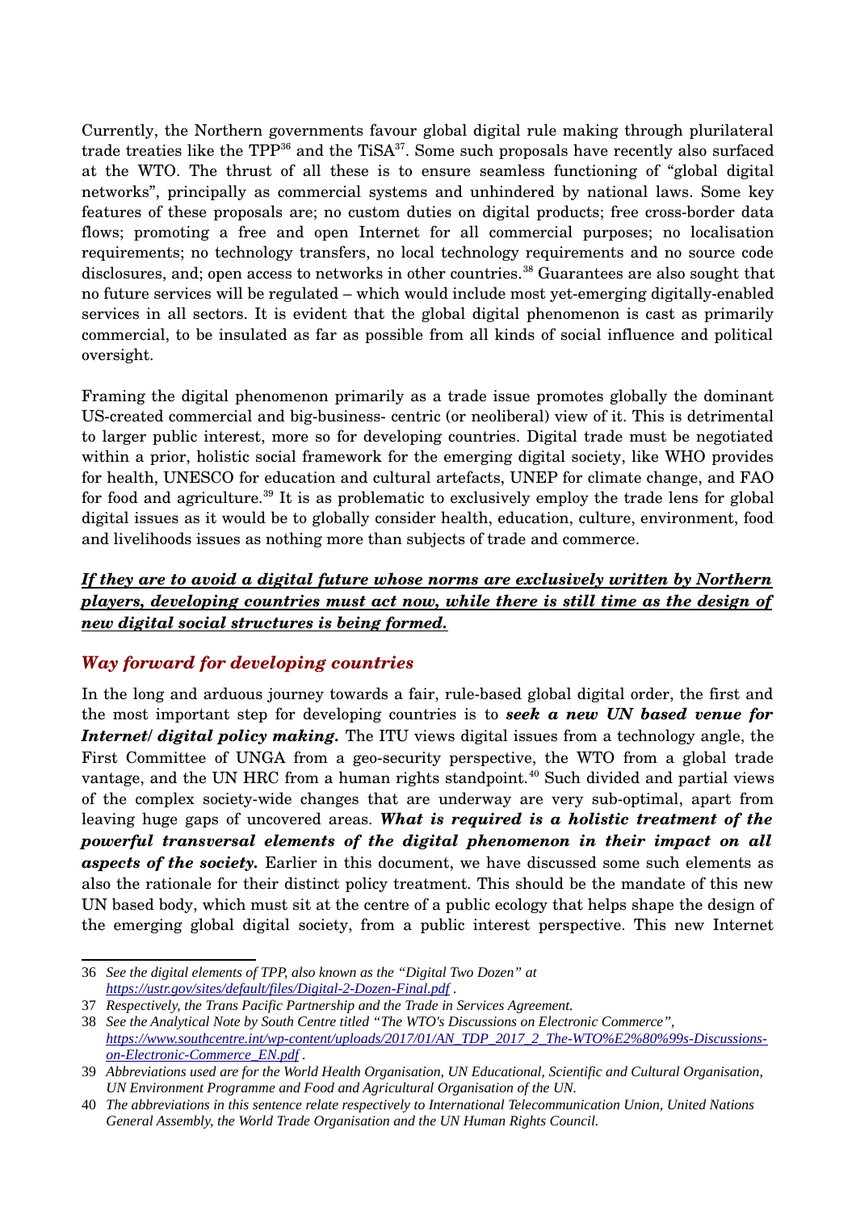Currently, the Northern governments favour global digital rule making through plurilateral trade treaties like the TPP[36] and the TiSA[37]. Some such proposals have recently also surfaced at the WTO. The thrust of all these is to ensure seamless functioning of "global digital networks", principally as commercial systems and unhindered by national laws. Some key features of these proposals are; no custom duties on digital products; free cross-border data flows; promoting a free and open Internet for all commercial purposes; no localisation requirements; no technology transfers, no local technology requirements and no source code disclosures, and; open access to networks in other countries.[38] Guarantees are also sought that no future services will be regulated – which would include most yet-emerging digitally-enabled services in all sectors. It is evident that the global digital phenomenon is cast as primarily commercial, to be insulated as far as possible from all kinds of social influence and political oversight.

Framing the digital phenomenon primarily as a trade issue promotes globally the dominant US-created commercial and big-business- centric (or neoliberal) view of it. This is detrimental to larger public interest, more so for developing countries. Digital trade must be negotiated within a prior, holistic social framework for the emerging digital society, like WHO provides for health, UNESCO for education and cultural artefacts, UNEP for climate change, and FAO for food and agriculture.[39] It is as problematic to exclusively employ the trade lens for global digital issues as it would be to globally consider health, education, culture, environment, food and livelihoods issues as nothing more than subjects of trade and commerce.

***<u>If they are to avoid a digital future whose norms are exclusively written by Northern players, developing countries must act now, while there is still time as the design of new digital social structures is being formed.</u>***

## *Way forward for developing countries*

In the long and arduous journey towards a fair, rule-based global digital order, the first and the most important step for developing countries is to ***seek a new UN based venue for Internet/ digital policy making.*** The ITU views digital issues from a technology angle, the First Committee of UNGA from a geo-security perspective, the WTO from a global trade vantage, and the UN HRC from a human rights standpoint.[40] Such divided and partial views of the complex society-wide changes that are underway are very sub-optimal, apart from leaving huge gaps of uncovered areas. ***What is required is a holistic treatment of the powerful transversal elements of the digital phenomenon in their impact on all aspects of the society.*** Earlier in this document, we have discussed some such elements as also the rationale for their distinct policy treatment. This should be the mandate of this new UN based body, which must sit at the centre of a public ecology that helps shape the design of the emerging global digital society, from a public interest perspective. This new Internet

---

36 *See the digital elements of TPP, also known as the "Digital Two Dozen" at https://ustr.gov/sites/default/files/Digital-2-Dozen-Final.pdf .*

37 *Respectively, the Trans Pacific Partnership and the Trade in Services Agreement.*

38 *See the Analytical Note by South Centre titled "The WTO's Discussions on Electronic Commerce", https://www.southcentre.int/wp-content/uploads/2017/01/AN_TDP_2017_2_The-WTO%E2%80%99s-Discussions-on-Electronic-Commerce_EN.pdf .*

39 *Abbreviations used are for the World Health Organisation, UN Educational, Scientific and Cultural Organisation, UN Environment Programme and Food and Agricultural Organisation of the UN.*

40 *The abbreviations in this sentence relate respectively to International Telecommunication Union, United Nations General Assembly, the World Trade Organisation and the UN Human Rights Council.*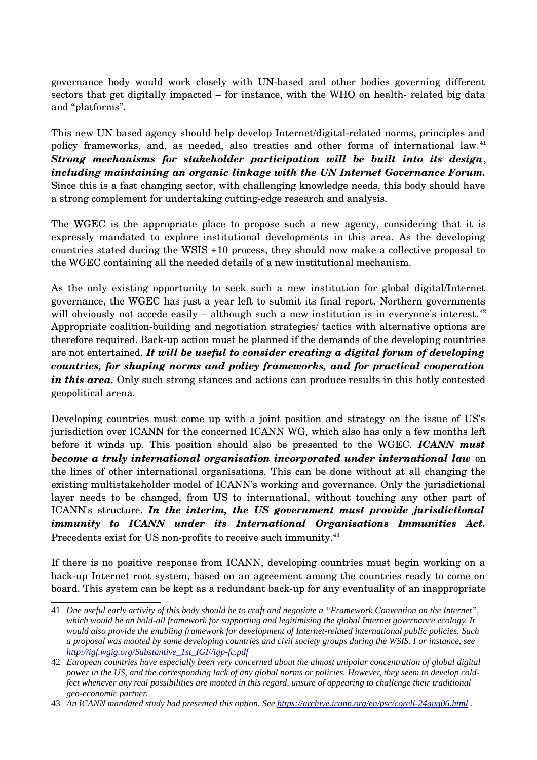governance body would work closely with UN-based and other bodies governing different sectors that get digitally impacted – for instance, with the WHO on health- related big data and "platforms".

This new UN based agency should help develop Internet/digital-related norms, principles and policy frameworks, and, as needed, also treaties and other forms of international law.[41] ***Strong mechanisms for stakeholder participation will be built into its design*, *including maintaining an organic linkage with the UN Internet Governance Forum.*** Since this is a fast changing sector, with challenging knowledge needs, this body should have a strong complement for undertaking cutting-edge research and analysis.

The WGEC is the appropriate place to propose such a new agency, considering that it is expressly mandated to explore institutional developments in this area. As the developing countries stated during the WSIS +10 process, they should now make a collective proposal to the WGEC containing all the needed details of a new institutional mechanism.

As the only existing opportunity to seek such a new institution for global digital/Internet governance, the WGEC has just a year left to submit its final report. Northern governments will obviously not accede easily – although such a new institution is in everyone's interest.[42] Appropriate coalition-building and negotiation strategies/ tactics with alternative options are therefore required. Back-up action must be planned if the demands of the developing countries are not entertained. ***It will be useful to consider creating a digital forum of developing countries, for shaping norms and policy frameworks, and for practical cooperation in this area.*** Only such strong stances and actions can produce results in this hotly contested geopolitical arena.

Developing countries must come up with a joint position and strategy on the issue of US's jurisdiction over ICANN for the concerned ICANN WG, which also has only a few months left before it winds up. This position should also be presented to the WGEC. ***ICANN must become a truly international organisation incorporated under international law*** on the lines of other international organisations. This can be done without at all changing the existing multistakeholder model of ICANN's working and governance. Only the jurisdictional layer needs to be changed, from US to international, without touching any other part of ICANN's structure. ***In the interim, the US government must provide jurisdictional immunity to ICANN under its International Organisations Immunities Act.*** Precedents exist for US non-profits to receive such immunity.[43]

If there is no positive response from ICANN, developing countries must begin working on a back-up Internet root system, based on an agreement among the countries ready to come on board. This system can be kept as a redundant back-up for any eventuality of an inappropriate

---

41 *One useful early activity of this body should be to craft and negotiate a "Framework Convention on the Internet", which would be an hold-all framework for supporting and legitimising the global Internet governance ecology. It would also provide the enabling framework for development of Internet-related international public policies. Such a proposal was mooted by some developing countries and civil society groups during the WSIS. For instance, see [http://igf.wgig.org/Substantive_1st_IGF/igp-fc.pdf](http://igf.wgig.org/Substantive_1st_IGF/igp-fc.pdf)*

42 *European countries have especially been very concerned about the almost unipolar concentration of global digital power in the US, and the corresponding lack of any global norms or policies. However, they seem to develop cold-feet whenever any real possibilities are mooted in this regard, unsure of appearing to challenge their traditional geo-economic partner.*

43 *An ICANN mandated study had presented this option. See [https://archive.icann.org/en/psc/corell-24aug06.html](https://archive.icann.org/en/psc/corell-24aug06.html) .*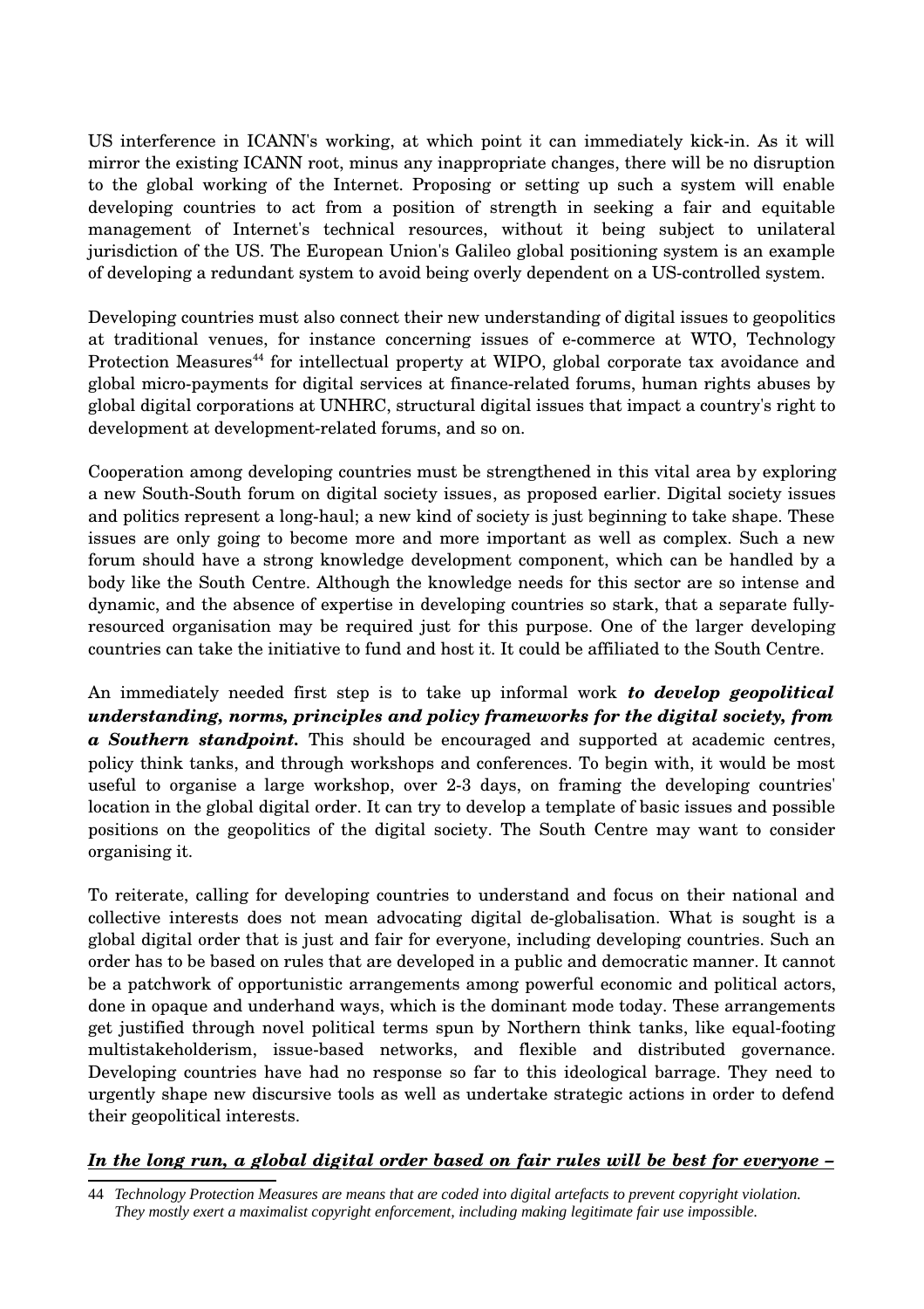US interference in ICANN's working, at which point it can immediately kick-in. As it will mirror the existing ICANN root, minus any inappropriate changes, there will be no disruption to the global working of the Internet. Proposing or setting up such a system will enable developing countries to act from a position of strength in seeking a fair and equitable management of Internet's technical resources, without it being subject to unilateral jurisdiction of the US. The European Union's Galileo global positioning system is an example of developing a redundant system to avoid being overly dependent on a US-controlled system.

Developing countries must also connect their new understanding of digital issues to geopolitics at traditional venues, for instance concerning issues of e-commerce at WTO, Technology Protection Measures[44] for intellectual property at WIPO, global corporate tax avoidance and global micro-payments for digital services at finance-related forums, human rights abuses by global digital corporations at UNHRC, structural digital issues that impact a country's right to development at development-related forums, and so on.

Cooperation among developing countries must be strengthened in this vital area by exploring a new South-South forum on digital society issues, as proposed earlier. Digital society issues and politics represent a long-haul; a new kind of society is just beginning to take shape. These issues are only going to become more and more important as well as complex. Such a new forum should have a strong knowledge development component, which can be handled by a body like the South Centre. Although the knowledge needs for this sector are so intense and dynamic, and the absence of expertise in developing countries so stark, that a separate fully-resourced organisation may be required just for this purpose. One of the larger developing countries can take the initiative to fund and host it. It could be affiliated to the South Centre.

An immediately needed first step is to take up informal work ***to develop geopolitical understanding, norms, principles and policy frameworks for the digital society, from a Southern standpoint.*** This should be encouraged and supported at academic centres, policy think tanks, and through workshops and conferences. To begin with, it would be most useful to organise a large workshop, over 2-3 days, on framing the developing countries' location in the global digital order. It can try to develop a template of basic issues and possible positions on the geopolitics of the digital society. The South Centre may want to consider organising it.

To reiterate, calling for developing countries to understand and focus on their national and collective interests does not mean advocating digital de-globalisation. What is sought is a global digital order that is just and fair for everyone, including developing countries. Such an order has to be based on rules that are developed in a public and democratic manner. It cannot be a patchwork of opportunistic arrangements among powerful economic and political actors, done in opaque and underhand ways, which is the dominant mode today. These arrangements get justified through novel political terms spun by Northern think tanks, like equal-footing multistakeholderism, issue-based networks, and flexible and distributed governance. Developing countries have had no response so far to this ideological barrage. They need to urgently shape new discursive tools as well as undertake strategic actions in order to defend their geopolitical interests.

***In the long run, a global digital order based on fair rules will be best for everyone –***

44 *Technology Protection Measures are means that are coded into digital artefacts to prevent copyright violation. They mostly exert a maximalist copyright enforcement, including making legitimate fair use impossible.*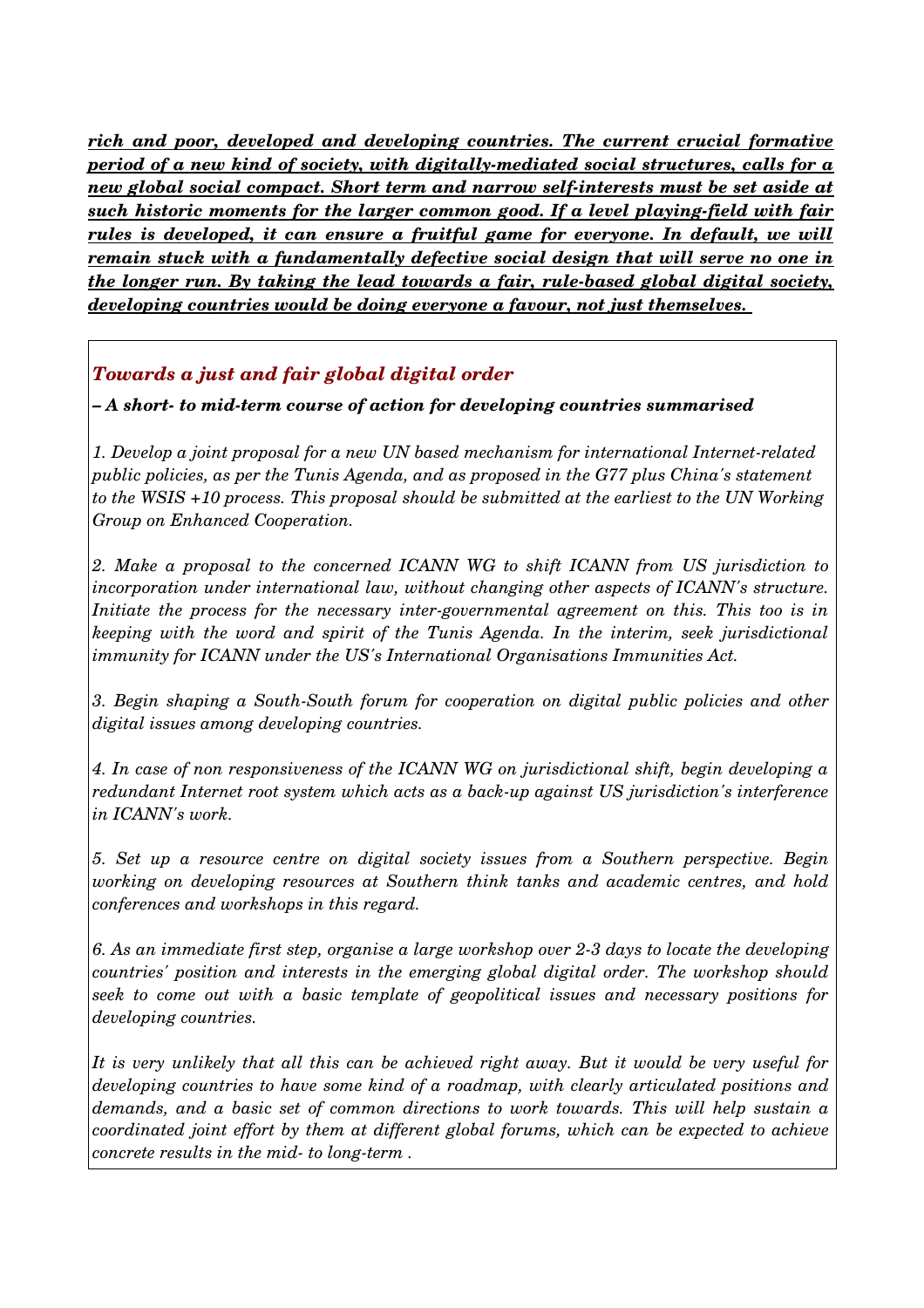***rich and poor, developed and developing countries. The current crucial formative period of a new kind of society, with digitally-mediated social structures, calls for a new global social compact. Short term and narrow self-interests must be set aside at such historic moments for the larger common good. If a level playing-field with fair rules is developed, it can ensure a fruitful game for everyone. In default, we will remain stuck with a fundamentally defective social design that will serve no one in the longer run. By taking the lead towards a fair, rule-based global digital society, developing countries would be doing everyone a favour, not just themselves.***

### *Towards a just and fair global digital order*

***– A short- to mid-term course of action for developing countries summarised***

*1. Develop a joint proposal for a new UN based mechanism for international Internet-related public policies, as per the Tunis Agenda, and as proposed in the G77 plus China's statement to the WSIS +10 process. This proposal should be submitted at the earliest to the UN Working Group on Enhanced Cooperation.*

*2. Make a proposal to the concerned ICANN WG to shift ICANN from US jurisdiction to incorporation under international law, without changing other aspects of ICANN's structure. Initiate the process for the necessary inter-governmental agreement on this. This too is in keeping with the word and spirit of the Tunis Agenda. In the interim, seek jurisdictional immunity for ICANN under the US's International Organisations Immunities Act.*

*3. Begin shaping a South-South forum for cooperation on digital public policies and other digital issues among developing countries.*

*4. In case of non responsiveness of the ICANN WG on jurisdictional shift, begin developing a redundant Internet root system which acts as a back-up against US jurisdiction's interference in ICANN's work.*

*5. Set up a resource centre on digital society issues from a Southern perspective. Begin working on developing resources at Southern think tanks and academic centres, and hold conferences and workshops in this regard.*

*6. As an immediate first step, organise a large workshop over 2-3 days to locate the developing countries' position and interests in the emerging global digital order. The workshop should seek to come out with a basic template of geopolitical issues and necessary positions for developing countries.*

*It is very unlikely that all this can be achieved right away. But it would be very useful for developing countries to have some kind of a roadmap, with clearly articulated positions and demands, and a basic set of common directions to work towards. This will help sustain a coordinated joint effort by them at different global forums, which can be expected to achieve concrete results in the mid- to long-term .*